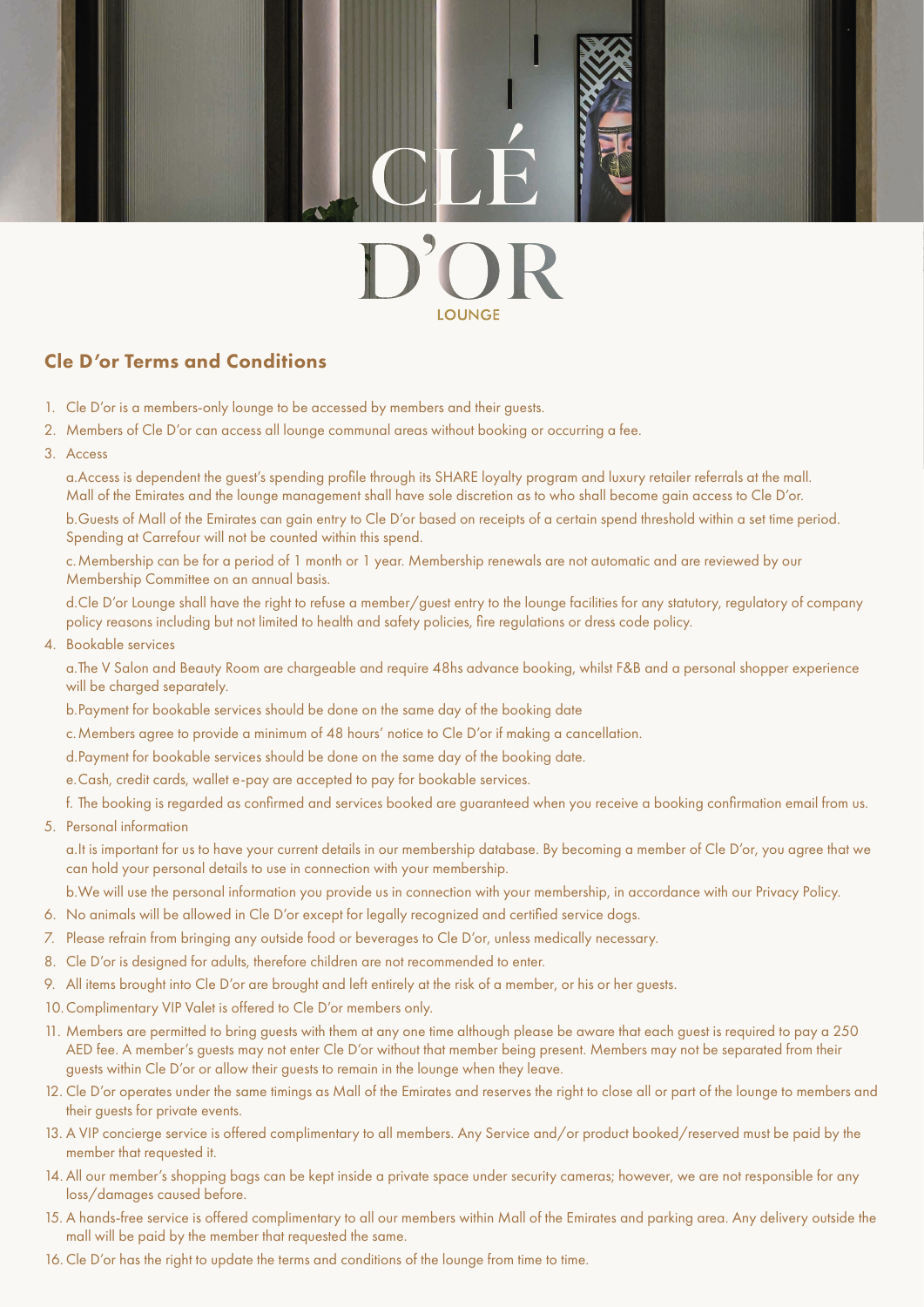# CLÉ D'OR

LOUNGE

## Cle D'or Terms and Conditions

1. Cle D'or is a members-only lounge to be accessed by members and their guests.
2. Members of Cle D'or can access all lounge communal areas without booking or occurring a fee.
3. Access

   a. Access is dependent the guest's spending profile through its SHARE loyalty program and luxury retailer referrals at the mall. Mall of the Emirates and the lounge management shall have sole discretion as to who shall become gain access to Cle D'or.

   b. Guests of Mall of the Emirates can gain entry to Cle D'or based on receipts of a certain spend threshold within a set time period. Spending at Carrefour will not be counted within this spend.

   c. Membership can be for a period of 1 month or 1 year. Membership renewals are not automatic and are reviewed by our Membership Committee on an annual basis.

   d. Cle D'or Lounge shall have the right to refuse a member/guest entry to the lounge facilities for any statutory, regulatory of company policy reasons including but not limited to health and safety policies, fire regulations or dress code policy.
4. Bookable services

   a. The V Salon and Beauty Room are chargeable and require 48hs advance booking, whilst F&B and a personal shopper experience will be charged separately.

   b. Payment for bookable services should be done on the same day of the booking date

   c. Members agree to provide a minimum of 48 hours' notice to Cle D'or if making a cancellation.

   d. Payment for bookable services should be done on the same day of the booking date.

   e. Cash, credit cards, wallet e-pay are accepted to pay for bookable services.

   f. The booking is regarded as confirmed and services booked are guaranteed when you receive a booking confirmation email from us.
5. Personal information

   a. It is important for us to have your current details in our membership database. By becoming a member of Cle D'or, you agree that we can hold your personal details to use in connection with your membership.

   b. We will use the personal information you provide us in connection with your membership, in accordance with our Privacy Policy.
6. No animals will be allowed in Cle D'or except for legally recognized and certified service dogs.
7. Please refrain from bringing any outside food or beverages to Cle D'or, unless medically necessary.
8. Cle D'or is designed for adults, therefore children are not recommended to enter.
9. All items brought into Cle D'or are brought and left entirely at the risk of a member, or his or her guests.
10. Complimentary VIP Valet is offered to Cle D'or members only.
11. Members are permitted to bring guests with them at any one time although please be aware that each guest is required to pay a 250 AED fee. A member's guests may not enter Cle D'or without that member being present. Members may not be separated from their guests within Cle D'or or allow their guests to remain in the lounge when they leave.
12. Cle D'or operates under the same timings as Mall of the Emirates and reserves the right to close all or part of the lounge to members and their guests for private events.
13. A VIP concierge service is offered complimentary to all members. Any Service and/or product booked/reserved must be paid by the member that requested it.
14. All our member's shopping bags can be kept inside a private space under security cameras; however, we are not responsible for any loss/damages caused before.
15. A hands-free service is offered complimentary to all our members within Mall of the Emirates and parking area. Any delivery outside the mall will be paid by the member that requested the same.
16. Cle D'or has the right to update the terms and conditions of the lounge from time to time.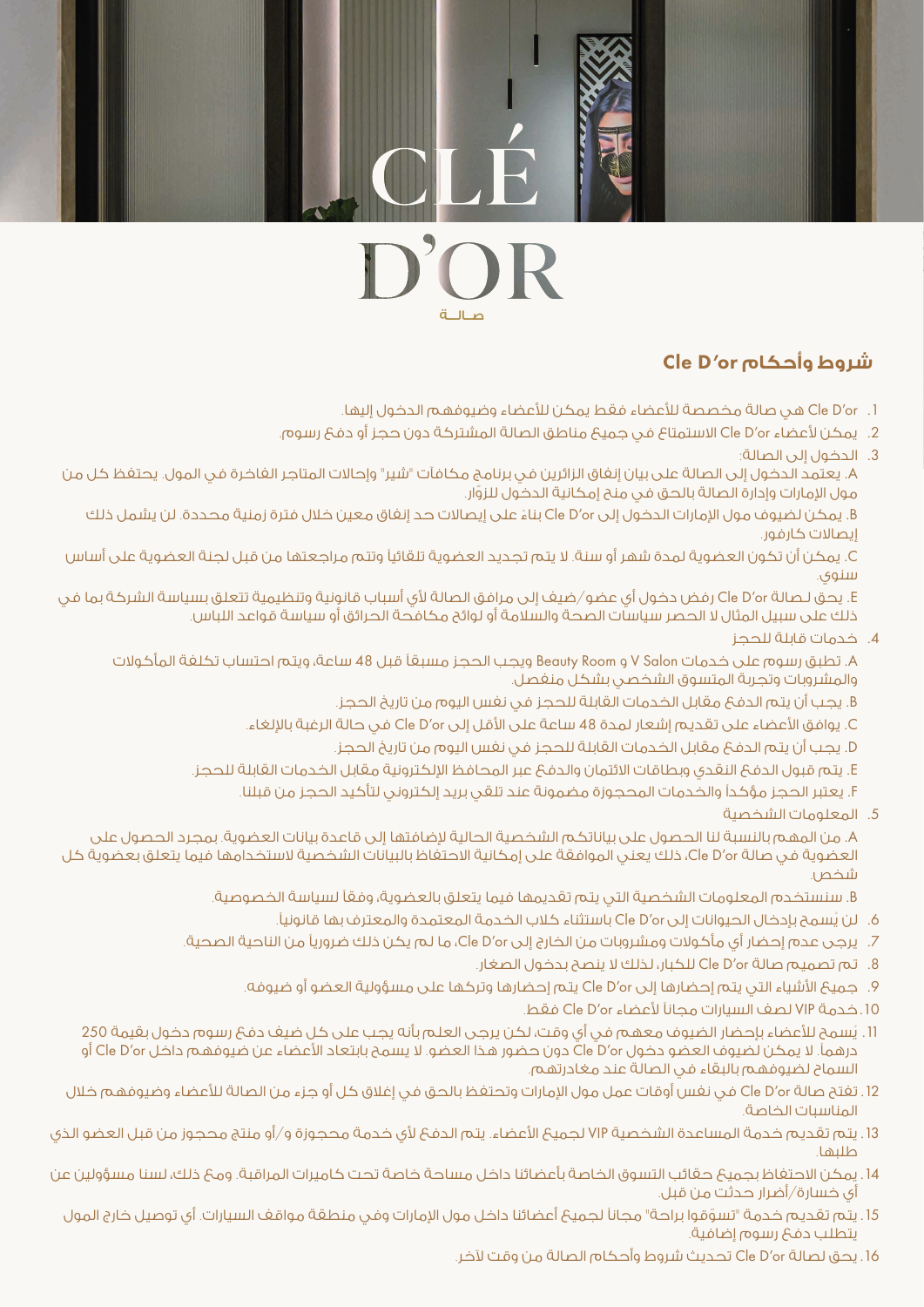CLÉ D'OR

صالة

## شروط وأحكام Cle D'or

1. Cle D'or هي صالة مخصصة للأعضاء فقط يمكن للأعضاء وضيوفهم الدخول إليها.
2. يمكن لأعضاء Cle D'or الاستمتاع في جميع مناطق الصالة المشتركة دون حجز أو دفع رسوم.
3. الدخول إلى الصالة:
   A. يعتمد الدخول إلى الصالة على بيان إنفاق الزائرين في برنامج مكافآت "شير" وإحالات المتاجر الفاخرة في المول. يحتفظ كل من مول الإمارات وإدارة الصالة بالحق في منح إمكانية الدخول للزوّار.
   B. يمكن لضيوف مول الإمارات الدخول إلى Cle D'or بناءً على إيصالات حد إنفاق معين خلال فترة زمنية محددة. لن يشمل ذلك إيصالات كارفور.
   C. يمكن أن تكون العضوية لمدة شهر أو سنة. لا يتم تجديد العضوية تلقائياً وتتم مراجعتها من قبل لجنة العضوية على أساس سنوي.
   E. يحق لـصالة Cle D'or رفض دخول أي عضو/ضيف إلى مرافق الصالة لأي أسباب قانونية وتنظيمية تتعلق بسياسة الشركة بما في ذلك على سبيل المثال لا الحصر سياسات الصحة والسلامة أو لوائح مكافحة الحرائق أو سياسة قواعد اللباس.
4. خدمات قابلة للحجز
   A. تطبق رسوم على خدمات Beauty Room و V Salon ويجب الحجز مسبقاً قبل 48 ساعة، ويتم احتساب تكلفة المأكولات والمشروبات وتجربة المتسوق الشخصي بشكل منفصل.
   B. يجب أن يتم الدفع مقابل الخدمات القابلة للحجز في نفس اليوم من تاريخ الحجز.
   C. يوافق الأعضاء على تقديم إشعار لمدة 48 ساعة على الأقل إلى Cle D'or في حالة الرغبة بالإلغاء.
   D. يجب أن يتم الدفع مقابل الخدمات القابلة للحجز في نفس اليوم من تاريخ الحجز.
   E. يتم قبول الدفع النقدي وبطاقات الائتمان والدفع عبر المحافظ الإلكترونية مقابل الخدمات القابلة للحجز.
   F. يعتبر الحجز مؤكداً والخدمات المحجوزة مضمونة عند تلقي بريد إلكتروني لتأكيد الحجز من قبلنا.
5. المعلومات الشخصية
   A. من المهم بالنسبة لنا الحصول على بياناتكم الشخصية الحالية لإضافتها إلى قاعدة بيانات العضوية. بمجرد الحصول على العضوية في صالة Cle D'or، ذلك يعني الموافقة على إمكانية الاحتفاظ بالبيانات الشخصية لاستخدامها فيما يتعلق بعضوية كل شخص.
   B. سنستخدم المعلومات الشخصية التي يتم تقديمها فيما يتعلق بالعضوية، وفقاً لسياسة الخصوصية.
6. لن يُسمح بإدخال الحيوانات إلى Cle D'or باستثناء كلاب الخدمة المعتمدة والمعترف بها قانونياً.
7. يرجى عدم إحضار أي مأكولات ومشروبات من الخارج إلى Cle D'or، ما لم يكن ذلك ضرورياً من الناحية الصحية.
8. تم تصميم صالة Cle D'or للكبار، لذلك لا ينصح بدخول الصغار.
9. جميع الأشياء التي يتم إحضارها إلى Cle D'or يتم إحضارها وتركها على مسؤولية العضو أو ضيوفه.
10. خدمة VIP لصف السيارات مجاناً لأعضاء Cle D'or فقط.
11. يُسمح للأعضاء بإحضار الضيوف معهم في أي وقت، لكن يرجى العلم بأنه يجب على كل ضيف دفع رسوم دخول بقيمة 250 درهماً. لا يمكن لضيوف العضو دخول Cle D'or دون حضور هذا العضو. لا يسمح بابتعاد الأعضاء عن ضيوفهم داخل Cle D'or أو السماح لضيوفهم بالبقاء في الصالة عند مغادرتهم.
12. تفتح صالة Cle D'or في نفس أوقات عمل مول الإمارات وتحتفظ بالحق في إغلاق كل أو جزء من الصالة للأعضاء وضيوفهم خلال المناسبات الخاصة.
13. يتم تقديم خدمة المساعدة الشخصية VIP لجميع الأعضاء. يتم الدفع لأي خدمة محجوزة و/أو منتج محجوز من قبل العضو الذي طلبها.
14. يمكن الاحتفاظ بجميع حقائب التسوق الخاصة بأعضائنا داخل مساحة خاصة تحت كاميرات المراقبة. ومع ذلك، لسنا مسؤولين عن أي خسارة/أضرار حدثت من قبل.
15. يتم تقديم خدمة "تسوّقوا براحة" مجاناً لجميع أعضائنا داخل مول الإمارات وفي منطقة مواقف السيارات. أي توصيل خارج المول يتطلب دفع رسوم إضافية.
16. يحق لصالة Cle D'or تحديث شروط وأحكام الصالة من وقت لآخر.